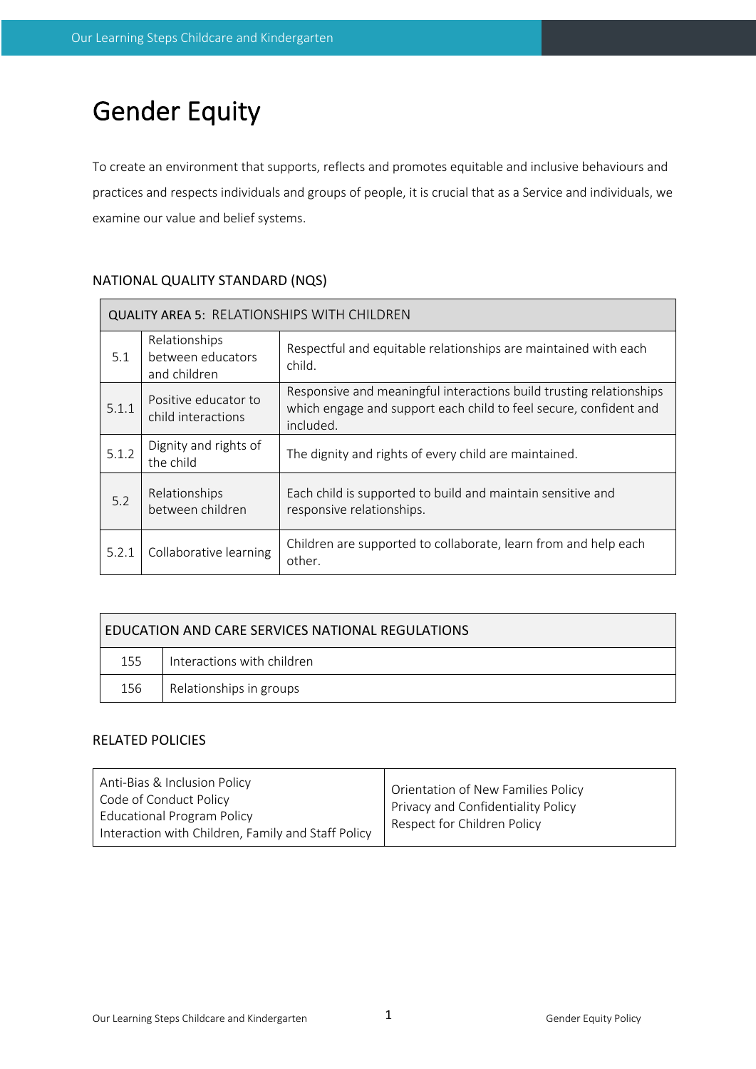# Gender Equity

To create an environment that supports, reflects and promotes equitable and inclusive behaviours and practices and respects individuals and groups of people, it is crucial that as a Service and individuals, we examine our value and belief systems.

## NATIONAL QUALITY STANDARD (NQS)

| QUALITY AREA 5: RELATIONSHIPS WITH CHILDREN | | |
|---|---|---|
| 5.1 | Relationships between educators and children | Respectful and equitable relationships are maintained with each child. |
| 5.1.1 | Positive educator to child interactions | Responsive and meaningful interactions build trusting relationships which engage and support each child to feel secure, confident and included. |
| 5.1.2 | Dignity and rights of the child | The dignity and rights of every child are maintained. |
| 5.2 | Relationships between children | Each child is supported to build and maintain sensitive and responsive relationships. |
| 5.2.1 | Collaborative learning | Children are supported to collaborate, learn from and help each other. |

| EDUCATION AND CARE SERVICES NATIONAL REGULATIONS | |
|---|---|
| 155 | Interactions with children |
| 156 | Relationships in groups |

## RELATED POLICIES

| | |
|---|---|
| Anti-Bias & Inclusion Policy<br>Code of Conduct Policy<br>Educational Program Policy<br>Interaction with Children, Family and Staff Policy | Orientation of New Families Policy<br>Privacy and Confidentiality Policy<br>Respect for Children Policy |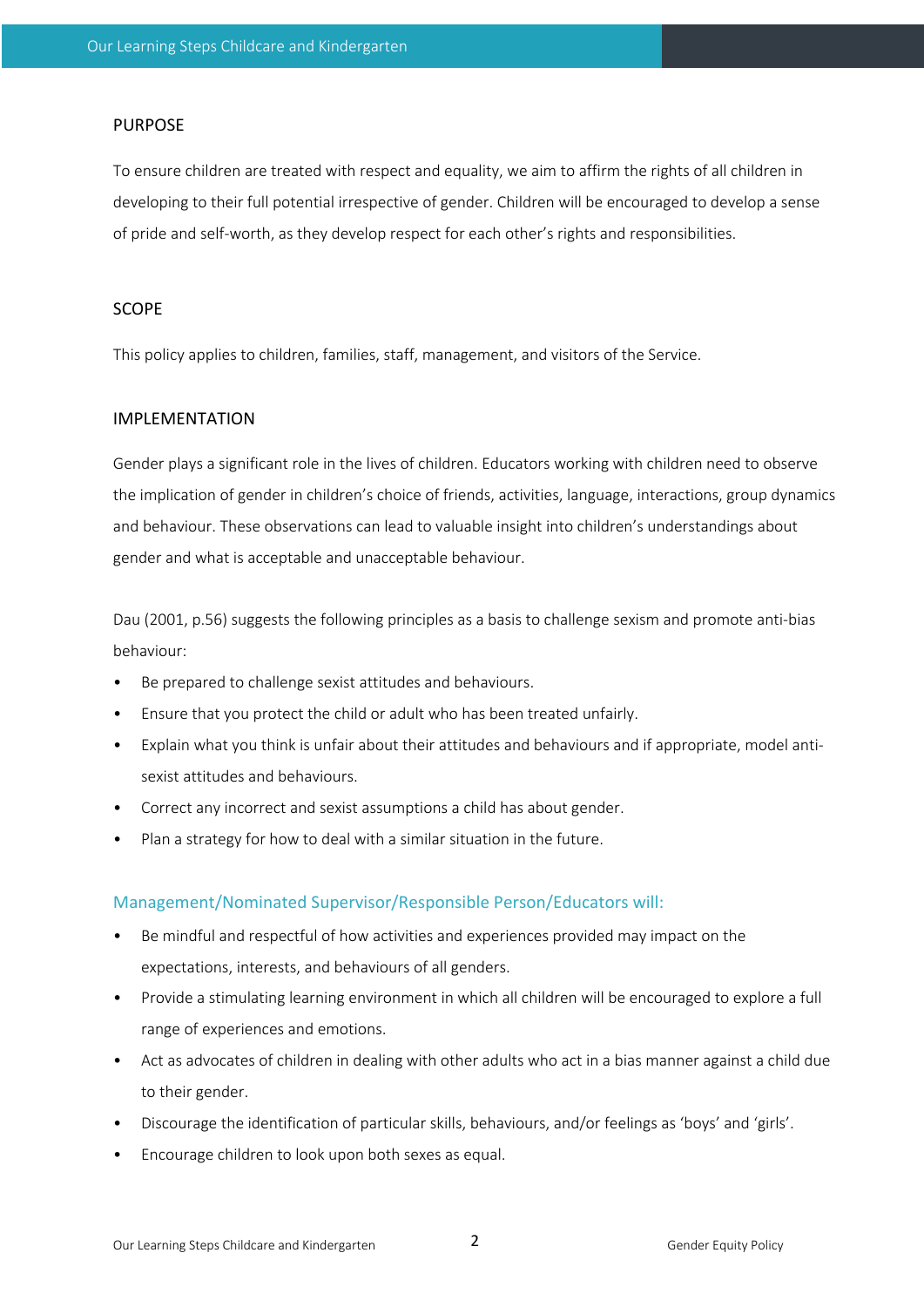## PURPOSE

To ensure children are treated with respect and equality, we aim to affirm the rights of all children in developing to their full potential irrespective of gender. Children will be encouraged to develop a sense of pride and self-worth, as they develop respect for each other's rights and responsibilities.

## SCOPE

This policy applies to children, families, staff, management, and visitors of the Service.

## IMPLEMENTATION

Gender plays a significant role in the lives of children. Educators working with children need to observe the implication of gender in children's choice of friends, activities, language, interactions, group dynamics and behaviour. These observations can lead to valuable insight into children's understandings about gender and what is acceptable and unacceptable behaviour.

Dau (2001, p.56) suggests the following principles as a basis to challenge sexism and promote anti-bias behaviour:

- Be prepared to challenge sexist attitudes and behaviours.
- Ensure that you protect the child or adult who has been treated unfairly.
- Explain what you think is unfair about their attitudes and behaviours and if appropriate, model anti-sexist attitudes and behaviours.
- Correct any incorrect and sexist assumptions a child has about gender.
- Plan a strategy for how to deal with a similar situation in the future.

### Management/Nominated Supervisor/Responsible Person/Educators will:

- Be mindful and respectful of how activities and experiences provided may impact on the expectations, interests, and behaviours of all genders.
- Provide a stimulating learning environment in which all children will be encouraged to explore a full range of experiences and emotions.
- Act as advocates of children in dealing with other adults who act in a bias manner against a child due to their gender.
- Discourage the identification of particular skills, behaviours, and/or feelings as 'boys' and 'girls'.
- Encourage children to look upon both sexes as equal.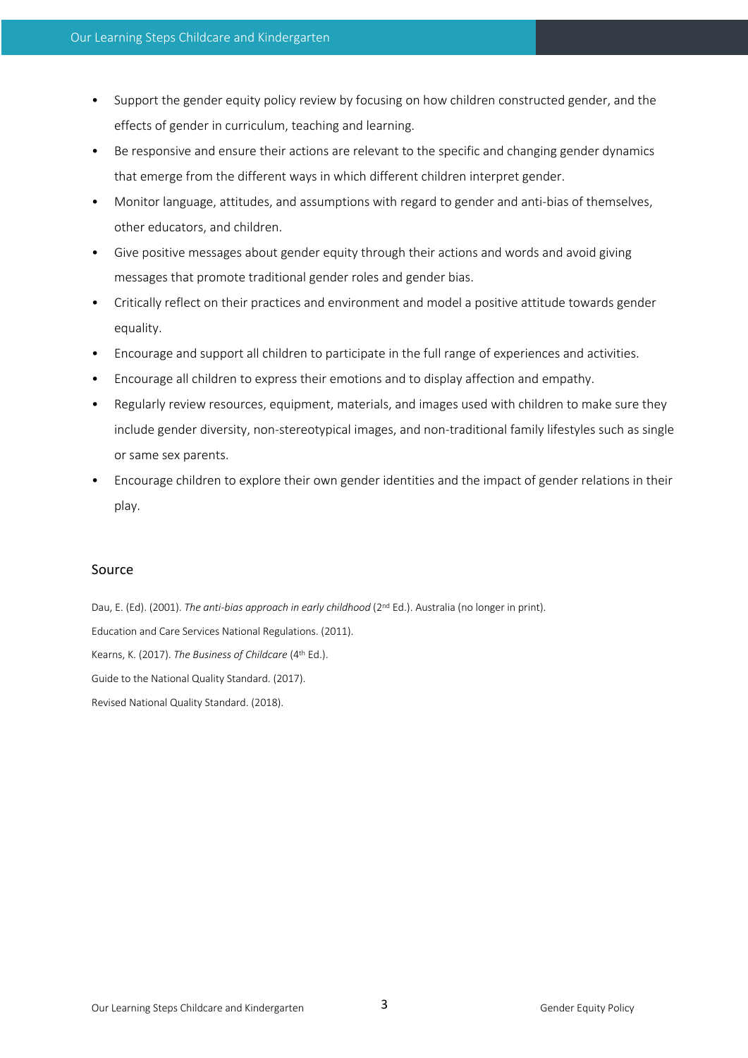- Support the gender equity policy review by focusing on how children constructed gender, and the effects of gender in curriculum, teaching and learning.
- Be responsive and ensure their actions are relevant to the specific and changing gender dynamics that emerge from the different ways in which different children interpret gender.
- Monitor language, attitudes, and assumptions with regard to gender and anti-bias of themselves, other educators, and children.
- Give positive messages about gender equity through their actions and words and avoid giving messages that promote traditional gender roles and gender bias.
- Critically reflect on their practices and environment and model a positive attitude towards gender equality.
- Encourage and support all children to participate in the full range of experiences and activities.
- Encourage all children to express their emotions and to display affection and empathy.
- Regularly review resources, equipment, materials, and images used with children to make sure they include gender diversity, non-stereotypical images, and non-traditional family lifestyles such as single or same sex parents.
- Encourage children to explore their own gender identities and the impact of gender relations in their play.

## Source

Dau, E. (Ed). (2001). *The anti-bias approach in early childhood* (2nd Ed.). Australia (no longer in print).

Education and Care Services National Regulations. (2011).

Kearns, K. (2017). *The Business of Childcare* (4th Ed.).

Guide to the National Quality Standard. (2017).

Revised National Quality Standard. (2018).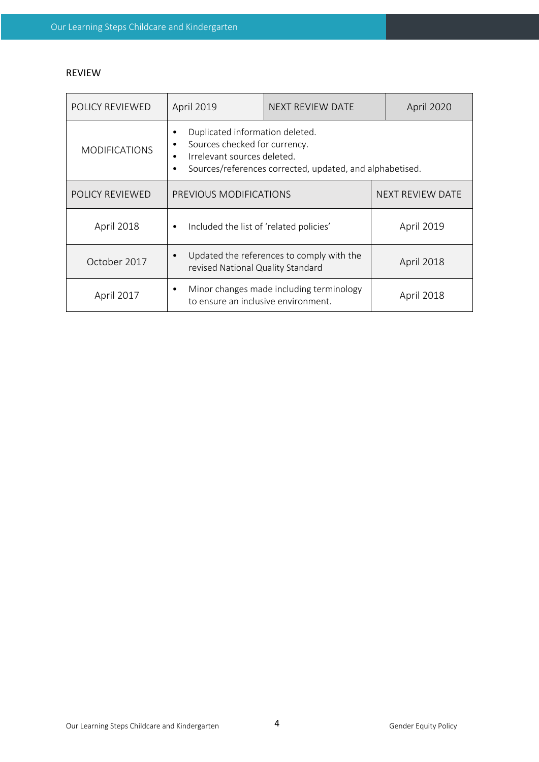REVIEW

| POLICY REVIEWED | April 2019 | NEXT REVIEW DATE | April 2020 |
|---|---|---|---|
| MODIFICATIONS | • Duplicated information deleted.<br>• Sources checked for currency.<br>• Irrelevant sources deleted.<br>• Sources/references corrected, updated, and alphabetised. | | |
| POLICY REVIEWED | PREVIOUS MODIFICATIONS | | NEXT REVIEW DATE |
| April 2018 | • Included the list of 'related policies' | | April 2019 |
| October 2017 | • Updated the references to comply with the revised National Quality Standard | | April 2018 |
| April 2017 | • Minor changes made including terminology to ensure an inclusive environment. | | April 2018 |